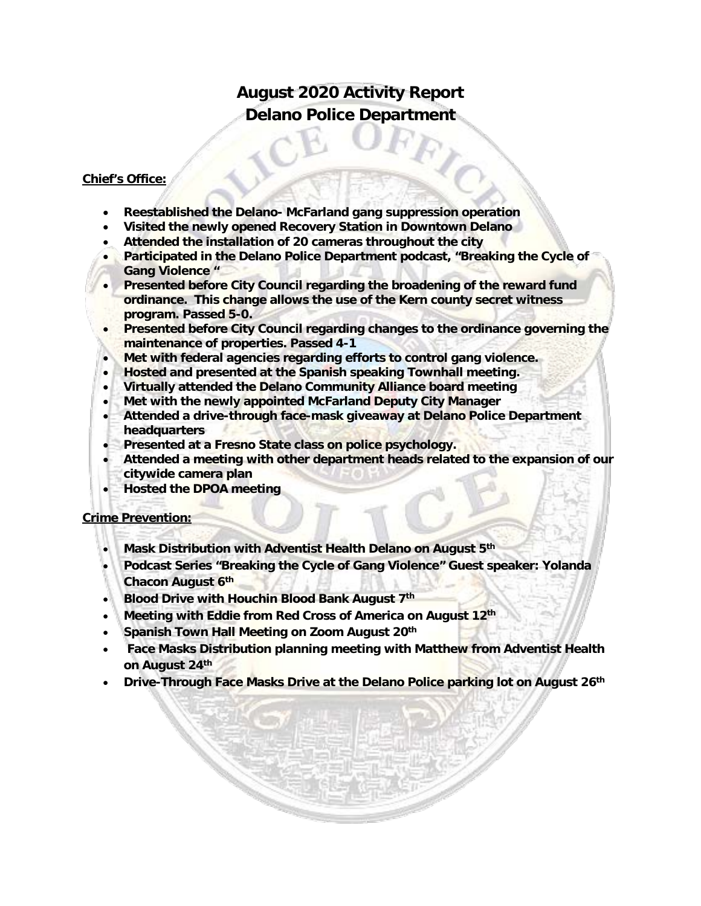# August 2020 Activity Report
# Delano Police Department

**Chief's Office:**

- **Reestablished the Delano- McFarland gang suppression operation**
- **Visited the newly opened Recovery Station in Downtown Delano**
- **Attended the installation of 20 cameras throughout the city**
- **Participated in the Delano Police Department podcast, "Breaking the Cycle of Gang Violence "**
- **Presented before City Council regarding the broadening of the reward fund ordinance. This change allows the use of the Kern county secret witness program. Passed 5-0.**
- **Presented before City Council regarding changes to the ordinance governing the maintenance of properties. Passed 4-1**
- **Met with federal agencies regarding efforts to control gang violence.**
- **Hosted and presented at the Spanish speaking Townhall meeting.**
- **Virtually attended the Delano Community Alliance board meeting**
- **Met with the newly appointed McFarland Deputy City Manager**
- **Attended a drive-through face-mask giveaway at Delano Police Department headquarters**
- **Presented at a Fresno State class on police psychology.**
- **Attended a meeting with other department heads related to the expansion of our citywide camera plan**
- **Hosted the DPOA meeting**

**Crime Prevention:**

- **Mask Distribution with Adventist Health Delano on August 5th**
- **Podcast Series "Breaking the Cycle of Gang Violence" Guest speaker: Yolanda Chacon August 6th**
- **Blood Drive with Houchin Blood Bank August 7th**
- **Meeting with Eddie from Red Cross of America on August 12th**
- **Spanish Town Hall Meeting on Zoom August 20th**
- **Face Masks Distribution planning meeting with Matthew from Adventist Health on August 24th**
- **Drive-Through Face Masks Drive at the Delano Police parking lot on August 26th**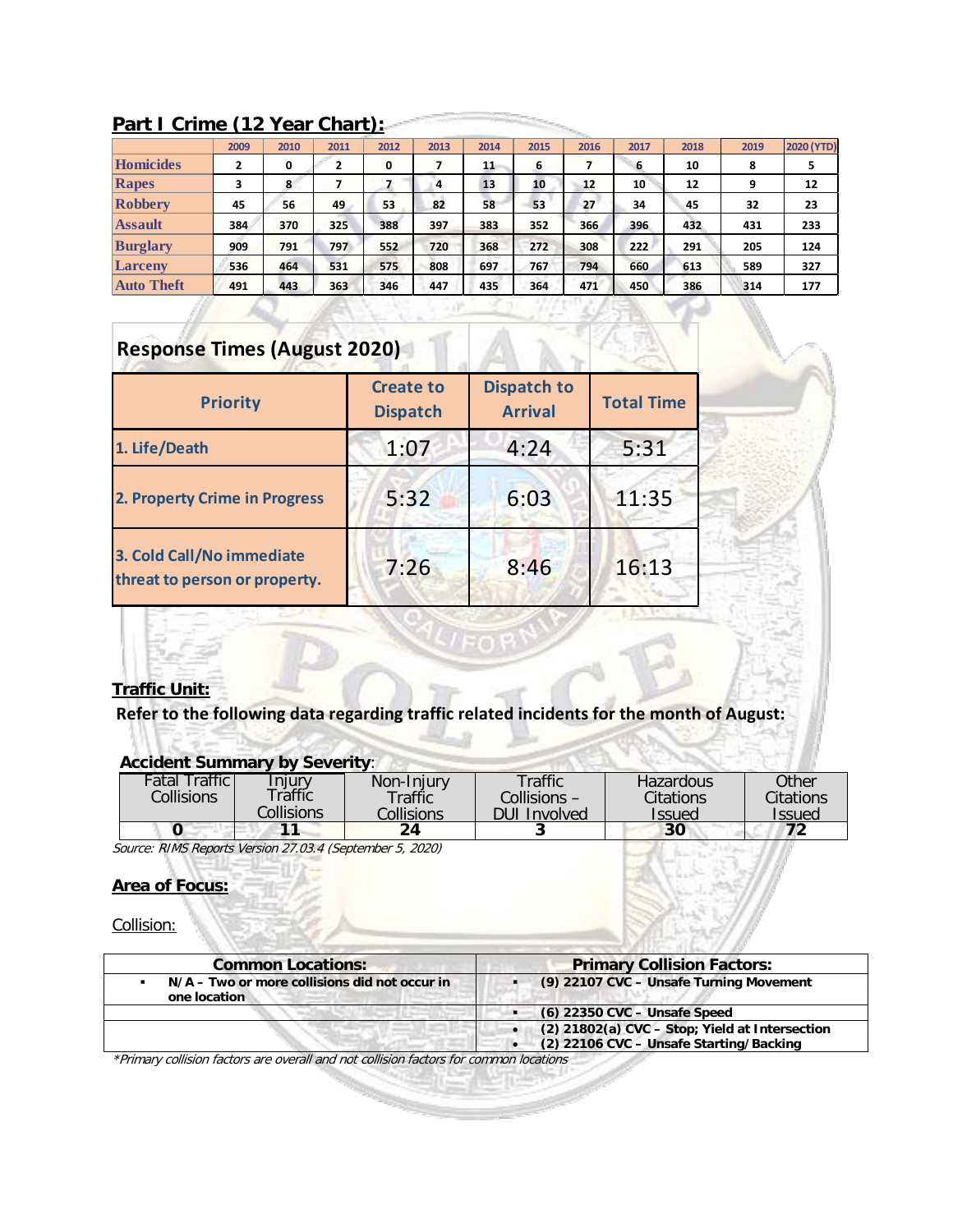## Part I Crime (12 Year Chart):

| | 2009 | 2010 | 2011 | 2012 | 2013 | 2014 | 2015 | 2016 | 2017 | 2018 | 2019 | 2020 (YTD) |
|---|---|---|---|---|---|---|---|---|---|---|---|---|
| Homicides | 2 | 0 | 2 | 0 | 7 | 11 | 6 | 7 | 6 | 10 | 8 | 5 |
| Rapes | 3 | 8 | 7 | 7 | 4 | 13 | 10 | 12 | 10 | 12 | 9 | 12 |
| Robbery | 45 | 56 | 49 | 53 | 82 | 58 | 53 | 27 | 34 | 45 | 32 | 23 |
| Assault | 384 | 370 | 325 | 388 | 397 | 383 | 352 | 366 | 396 | 432 | 431 | 233 |
| Burglary | 909 | 791 | 797 | 552 | 720 | 368 | 272 | 308 | 222 | 291 | 205 | 124 |
| Larceny | 536 | 464 | 531 | 575 | 808 | 697 | 767 | 794 | 660 | 613 | 589 | 327 |
| Auto Theft | 491 | 443 | 363 | 346 | 447 | 435 | 364 | 471 | 450 | 386 | 314 | 177 |

## Response Times (August 2020)

| Priority | Create to Dispatch | Dispatch to Arrival | Total Time |
|---|---|---|---|
| 1. Life/Death | 1:07 | 4:24 | 5:31 |
| 2. Property Crime in Progress | 5:32 | 6:03 | 11:35 |
| 3. Cold Call/No immediate threat to person or property. | 7:26 | 8:46 | 16:13 |

## Traffic Unit:

**Refer to the following data regarding traffic related incidents for the month of August:**

### Accident Summary by Severity:

| Fatal Traffic Collisions | Injury Traffic Collisions | Non-Injury Traffic Collisions | Traffic Collisions – DUI Involved | Hazardous Citations Issued | Other Citations Issued |
|---|---|---|---|---|---|
| 0 | 11 | 24 | 3 | 30 | 72 |

*Source: RIMS Reports Version 27.03.4 (September 5, 2020)*

## Area of Focus:

Collision:

| Common Locations: | Primary Collision Factors: |
|---|---|
| ▪ N/A – Two or more collisions did not occur in one location | ▪ (9) 22107 CVC – Unsafe Turning Movement |
| | ▪ (6) 22350 CVC – Unsafe Speed |
| | • (2) 21802(a) CVC – Stop; Yield at Intersection<br>• (2) 22106 CVC – Unsafe Starting/Backing |

*\*Primary collision factors are overall and not collision factors for common locations*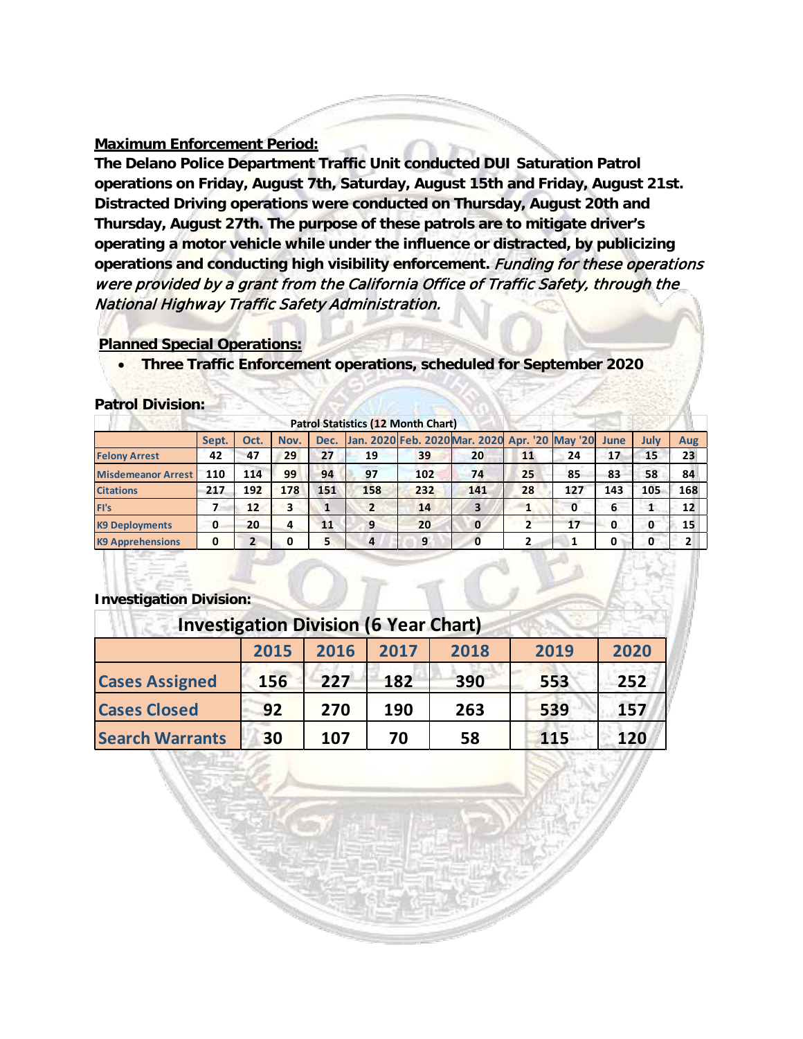**Maximum Enforcement Period:**

**The Delano Police Department Traffic Unit conducted DUI Saturation Patrol operations on Friday, August 7th, Saturday, August 15th and Friday, August 21st. Distracted Driving operations were conducted on Thursday, August 20th and Thursday, August 27th. The purpose of these patrols are to mitigate driver's operating a motor vehicle while under the influence or distracted, by publicizing operations and conducting high visibility enforcement.** *Funding for these operations were provided by a grant from the California Office of Traffic Safety, through the National Highway Traffic Safety Administration.*

**Planned Special Operations:**

- **Three Traffic Enforcement operations, scheduled for September 2020**

**Patrol Division:**

**Patrol Statistics (12 Month Chart)**

| | Sept. | Oct. | Nov. | Dec. | Jan. 2020 | Feb. 2020 | Mar. 2020 | Apr. '20 | May '20 | June | July | Aug |
|---|---|---|---|---|---|---|---|---|---|---|---|---|
| Felony Arrest | 42 | 47 | 29 | 27 | 19 | 39 | 20 | 11 | 24 | 17 | 15 | 23 |
| Misdemeanor Arrest | 110 | 114 | 99 | 94 | 97 | 102 | 74 | 25 | 85 | 83 | 58 | 84 |
| Citations | 217 | 192 | 178 | 151 | 158 | 232 | 141 | 28 | 127 | 143 | 105 | 168 |
| FI's | 7 | 12 | 3 | 1 | 2 | 14 | 3 | 1 | 0 | 6 | 1 | 12 |
| K9 Deployments | 0 | 20 | 4 | 11 | 9 | 20 | 0 | 2 | 17 | 0 | 0 | 15 |
| K9 Apprehensions | 0 | 2 | 0 | 5 | 4 | 9 | 0 | 2 | 1 | 0 | 0 | 2 |

**Investigation Division:**

**Investigation Division (6 Year Chart)**

| | 2015 | 2016 | 2017 | 2018 | 2019 | 2020 |
|---|---|---|---|---|---|---|
| Cases Assigned | 156 | 227 | 182 | 390 | 553 | 252 |
| Cases Closed | 92 | 270 | 190 | 263 | 539 | 157 |
| Search Warrants | 30 | 107 | 70 | 58 | 115 | 120 |